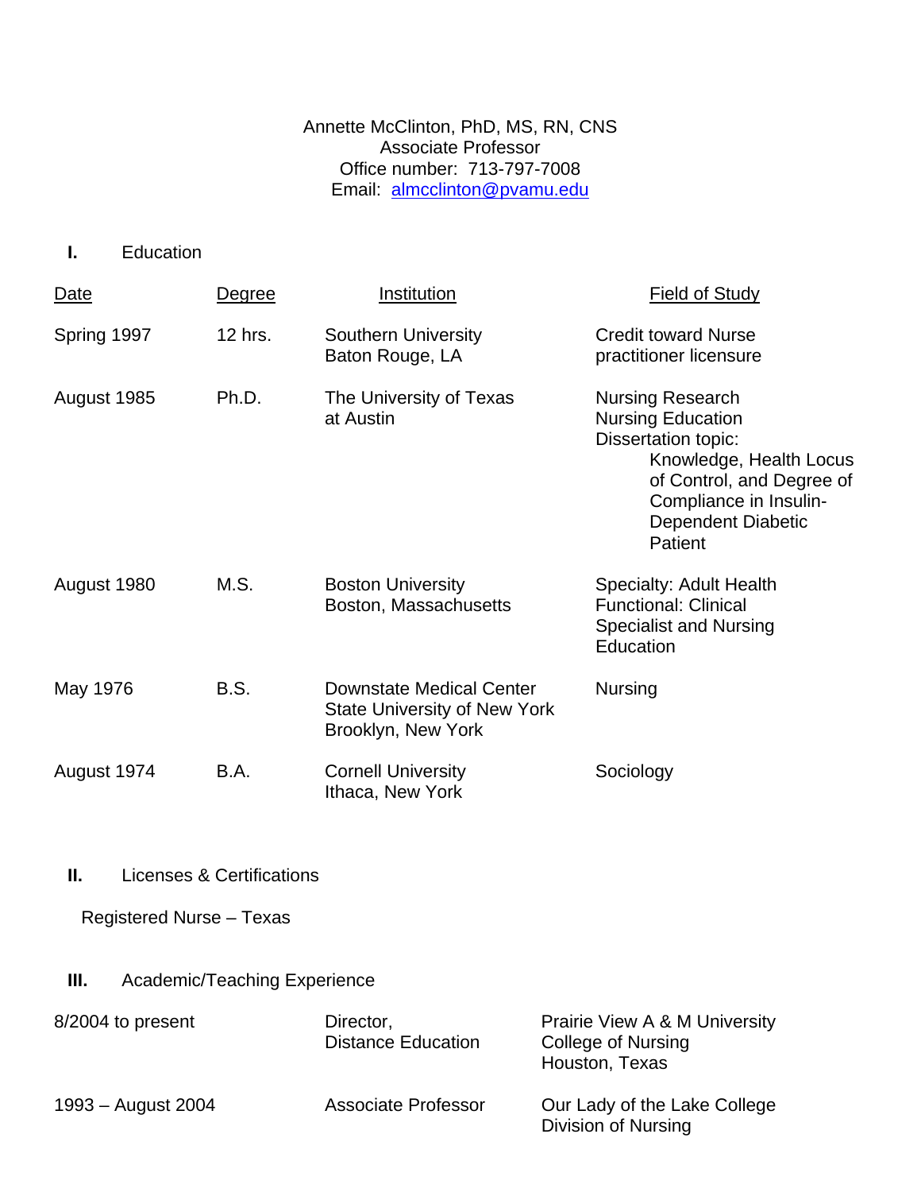Annette McClinton, PhD, MS, RN, CNS
Associate Professor
Office number: 713-797-7008
Email: almcclinton@pvamu.edu

## I. Education

| Date | Degree | Institution | Field of Study |
|---|---|---|---|
| Spring 1997 | 12 hrs. | Southern University<br>Baton Rouge, LA | Credit toward Nurse practitioner licensure |
| August 1985 | Ph.D. | The University of Texas at Austin | Nursing Research<br>Nursing Education<br>Dissertation topic:<br>Knowledge, Health Locus of Control, and Degree of Compliance in Insulin-Dependent Diabetic Patient |
| August 1980 | M.S. | Boston University<br>Boston, Massachusetts | Specialty: Adult Health<br>Functional: Clinical Specialist and Nursing Education |
| May 1976 | B.S. | Downstate Medical Center<br>State University of New York<br>Brooklyn, New York | Nursing |
| August 1974 | B.A. | Cornell University<br>Ithaca, New York | Sociology |

## II. Licenses & Certifications

Registered Nurse – Texas

## III. Academic/Teaching Experience

| | | |
|---|---|---|
| 8/2004 to present | Director,<br>Distance Education | Prairie View A & M University<br>College of Nursing<br>Houston, Texas |
| 1993 – August 2004 | Associate Professor | Our Lady of the Lake College<br>Division of Nursing |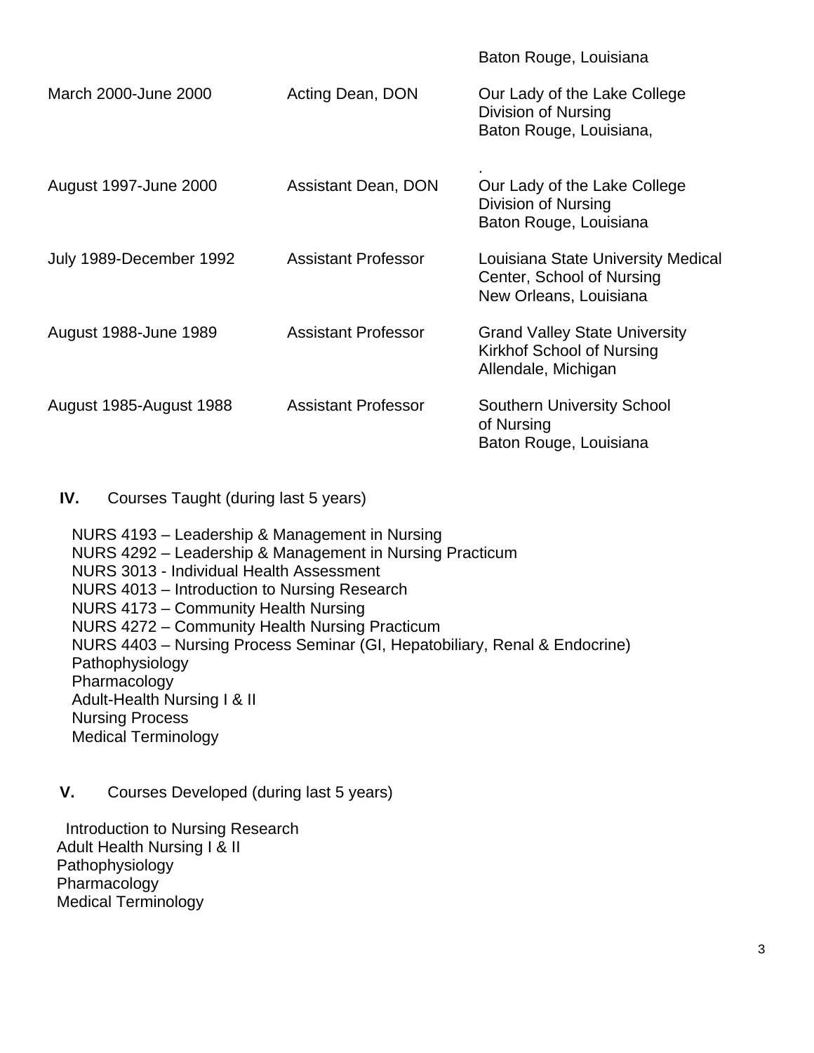| | | |
|---|---|---|
| | | Baton Rouge, Louisiana |
| March 2000-June 2000 | Acting Dean, DON | Our Lady of the Lake College<br>Division of Nursing<br>Baton Rouge, Louisiana, |
| August 1997-June 2000 | Assistant Dean, DON | .<br>Our Lady of the Lake College<br>Division of Nursing<br>Baton Rouge, Louisiana |
| July 1989-December 1992 | Assistant Professor | Louisiana State University Medical Center, School of Nursing<br>New Orleans, Louisiana |
| August 1988-June 1989 | Assistant Professor | Grand Valley State University<br>Kirkhof School of Nursing<br>Allendale, Michigan |
| August 1985-August 1988 | Assistant Professor | Southern University School of Nursing<br>Baton Rouge, Louisiana |

## IV. Courses Taught (during last 5 years)

NURS 4193 – Leadership & Management in Nursing
NURS 4292 – Leadership & Management in Nursing Practicum
NURS 3013 - Individual Health Assessment
NURS 4013 – Introduction to Nursing Research
NURS 4173 – Community Health Nursing
NURS 4272 – Community Health Nursing Practicum
NURS 4403 – Nursing Process Seminar (GI, Hepatobiliary, Renal & Endocrine)
Pathophysiology
Pharmacology
Adult-Health Nursing I & II
Nursing Process
Medical Terminology

## V. Courses Developed (during last 5 years)

Introduction to Nursing Research
Adult Health Nursing I & II
Pathophysiology
Pharmacology
Medical Terminology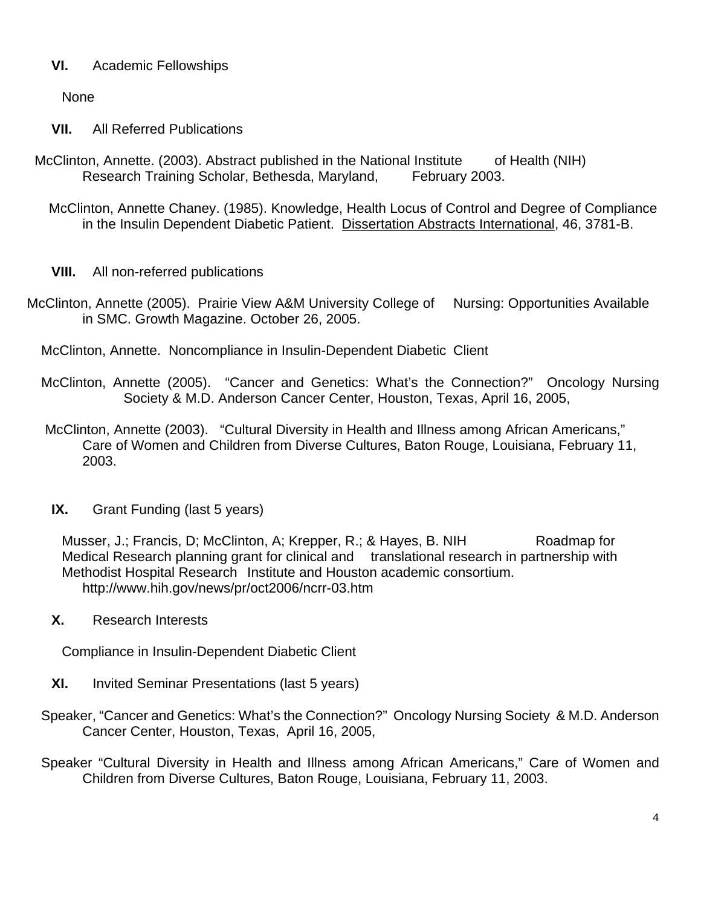**VI.** Academic Fellowships

None

**VII.** All Referred Publications

McClinton, Annette. (2003). Abstract published in the National Institute of Health (NIH) Research Training Scholar, Bethesda, Maryland, February 2003.

McClinton, Annette Chaney. (1985). Knowledge, Health Locus of Control and Degree of Compliance in the Insulin Dependent Diabetic Patient. Dissertation Abstracts International, 46, 3781-B.

**VIII.** All non-referred publications

McClinton, Annette (2005). Prairie View A&M University College of Nursing: Opportunities Available in SMC. Growth Magazine. October 26, 2005.

McClinton, Annette. Noncompliance in Insulin-Dependent Diabetic Client

McClinton, Annette (2005). "Cancer and Genetics: What's the Connection?" Oncology Nursing Society & M.D. Anderson Cancer Center, Houston, Texas, April 16, 2005,

McClinton, Annette (2003). "Cultural Diversity in Health and Illness among African Americans," Care of Women and Children from Diverse Cultures, Baton Rouge, Louisiana, February 11, 2003.

**IX.** Grant Funding (last 5 years)

Musser, J.; Francis, D; McClinton, A; Krepper, R.; & Hayes, B. NIH Roadmap for Medical Research planning grant for clinical and translational research in partnership with Methodist Hospital Research Institute and Houston academic consortium. http://www.hih.gov/news/pr/oct2006/ncrr-03.htm

**X.** Research Interests

Compliance in Insulin-Dependent Diabetic Client

**XI.** Invited Seminar Presentations (last 5 years)

Speaker, "Cancer and Genetics: What's the Connection?" Oncology Nursing Society & M.D. Anderson Cancer Center, Houston, Texas, April 16, 2005,

Speaker "Cultural Diversity in Health and Illness among African Americans," Care of Women and Children from Diverse Cultures, Baton Rouge, Louisiana, February 11, 2003.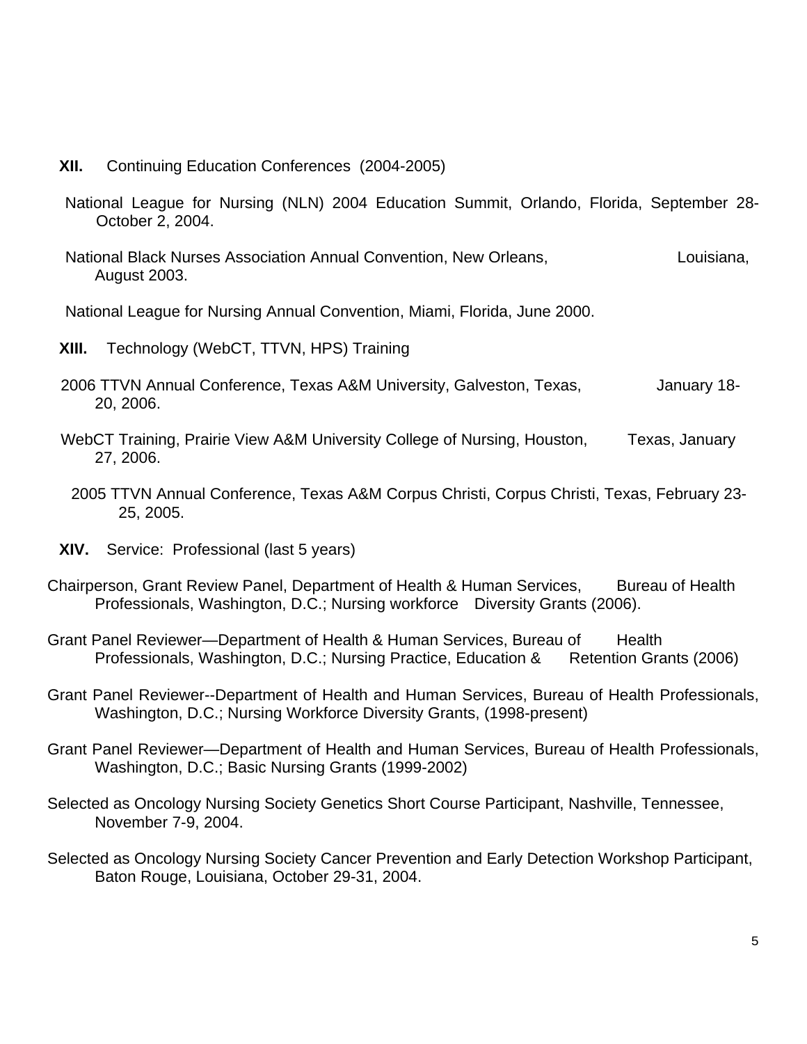## **XII.** Continuing Education Conferences (2004-2005)

National League for Nursing (NLN) 2004 Education Summit, Orlando, Florida, September 28-October 2, 2004.

National Black Nurses Association Annual Convention, New Orleans, Louisiana, August 2003.

National League for Nursing Annual Convention, Miami, Florida, June 2000.

## **XIII.** Technology (WebCT, TTVN, HPS) Training

2006 TTVN Annual Conference, Texas A&M University, Galveston, Texas, January 18-20, 2006.

WebCT Training, Prairie View A&M University College of Nursing, Houston, Texas, January 27, 2006.

2005 TTVN Annual Conference, Texas A&M Corpus Christi, Corpus Christi, Texas, February 23-25, 2005.

## **XIV.** Service: Professional (last 5 years)

Chairperson, Grant Review Panel, Department of Health & Human Services, Bureau of Health Professionals, Washington, D.C.; Nursing workforce Diversity Grants (2006).

Grant Panel Reviewer—Department of Health & Human Services, Bureau of Health Professionals, Washington, D.C.; Nursing Practice, Education & Retention Grants (2006)

Grant Panel Reviewer--Department of Health and Human Services, Bureau of Health Professionals, Washington, D.C.; Nursing Workforce Diversity Grants, (1998-present)

Grant Panel Reviewer—Department of Health and Human Services, Bureau of Health Professionals, Washington, D.C.; Basic Nursing Grants (1999-2002)

Selected as Oncology Nursing Society Genetics Short Course Participant, Nashville, Tennessee, November 7-9, 2004.

Selected as Oncology Nursing Society Cancer Prevention and Early Detection Workshop Participant, Baton Rouge, Louisiana, October 29-31, 2004.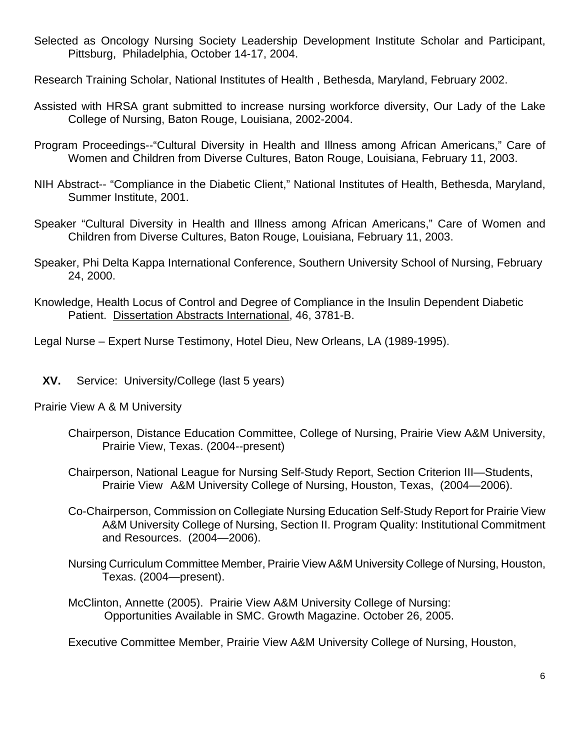Selected as Oncology Nursing Society Leadership Development Institute Scholar and Participant, Pittsburg, Philadelphia, October 14-17, 2004.

Research Training Scholar, National Institutes of Health , Bethesda, Maryland, February 2002.

Assisted with HRSA grant submitted to increase nursing workforce diversity, Our Lady of the Lake College of Nursing, Baton Rouge, Louisiana, 2002-2004.

Program Proceedings--"Cultural Diversity in Health and Illness among African Americans," Care of Women and Children from Diverse Cultures, Baton Rouge, Louisiana, February 11, 2003.

NIH Abstract-- "Compliance in the Diabetic Client," National Institutes of Health, Bethesda, Maryland, Summer Institute, 2001.

Speaker "Cultural Diversity in Health and Illness among African Americans," Care of Women and Children from Diverse Cultures, Baton Rouge, Louisiana, February 11, 2003.

Speaker, Phi Delta Kappa International Conference, Southern University School of Nursing, February 24, 2000.

Knowledge, Health Locus of Control and Degree of Compliance in the Insulin Dependent Diabetic Patient. Dissertation Abstracts International, 46, 3781-B.

Legal Nurse – Expert Nurse Testimony, Hotel Dieu, New Orleans, LA (1989-1995).

## **XV.** Service: University/College (last 5 years)

Prairie View A & M University

- Chairperson, Distance Education Committee, College of Nursing, Prairie View A&M University, Prairie View, Texas. (2004--present)
- Chairperson, National League for Nursing Self-Study Report, Section Criterion III—Students, Prairie View A&M University College of Nursing, Houston, Texas, (2004—2006).
- Co-Chairperson, Commission on Collegiate Nursing Education Self-Study Report for Prairie View A&M University College of Nursing, Section II. Program Quality: Institutional Commitment and Resources. (2004—2006).
- Nursing Curriculum Committee Member, Prairie View A&M University College of Nursing, Houston, Texas. (2004—present).
- McClinton, Annette (2005). Prairie View A&M University College of Nursing: Opportunities Available in SMC. Growth Magazine. October 26, 2005.
- Executive Committee Member, Prairie View A&M University College of Nursing, Houston,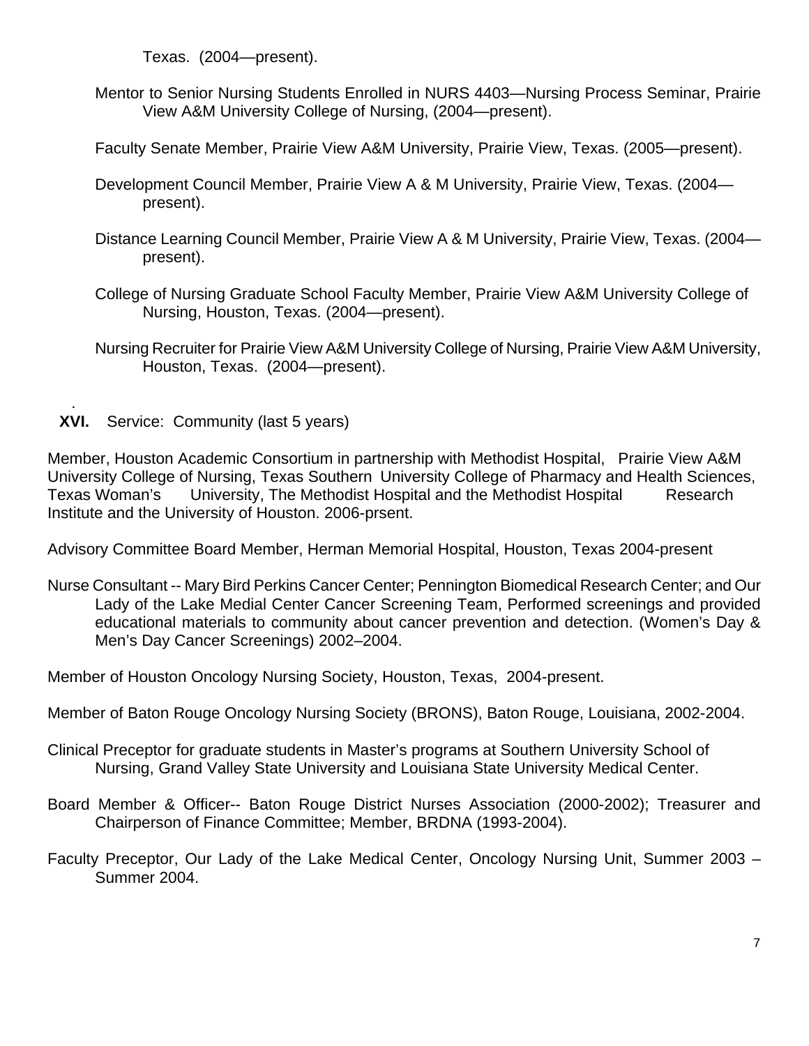Texas. (2004—present).

Mentor to Senior Nursing Students Enrolled in NURS 4403—Nursing Process Seminar, Prairie View A&M University College of Nursing, (2004—present).

Faculty Senate Member, Prairie View A&M University, Prairie View, Texas. (2005—present).

Development Council Member, Prairie View A & M University, Prairie View, Texas. (2004—present).

Distance Learning Council Member, Prairie View A & M University, Prairie View, Texas. (2004—present).

College of Nursing Graduate School Faculty Member, Prairie View A&M University College of Nursing, Houston, Texas. (2004—present).

Nursing Recruiter for Prairie View A&M University College of Nursing, Prairie View A&M University, Houston, Texas. (2004—present).

## XVI. Service: Community (last 5 years)

Member, Houston Academic Consortium in partnership with Methodist Hospital, Prairie View A&M University College of Nursing, Texas Southern University College of Pharmacy and Health Sciences, Texas Woman's University, The Methodist Hospital and the Methodist Hospital Research Institute and the University of Houston. 2006-prsent.

Advisory Committee Board Member, Herman Memorial Hospital, Houston, Texas 2004-present

Nurse Consultant -- Mary Bird Perkins Cancer Center; Pennington Biomedical Research Center; and Our Lady of the Lake Medial Center Cancer Screening Team, Performed screenings and provided educational materials to community about cancer prevention and detection. (Women's Day & Men's Day Cancer Screenings) 2002–2004.

Member of Houston Oncology Nursing Society, Houston, Texas, 2004-present.

Member of Baton Rouge Oncology Nursing Society (BRONS), Baton Rouge, Louisiana, 2002-2004.

Clinical Preceptor for graduate students in Master's programs at Southern University School of Nursing, Grand Valley State University and Louisiana State University Medical Center.

Board Member & Officer-- Baton Rouge District Nurses Association (2000-2002); Treasurer and Chairperson of Finance Committee; Member, BRDNA (1993-2004).

Faculty Preceptor, Our Lady of the Lake Medical Center, Oncology Nursing Unit, Summer 2003 – Summer 2004.